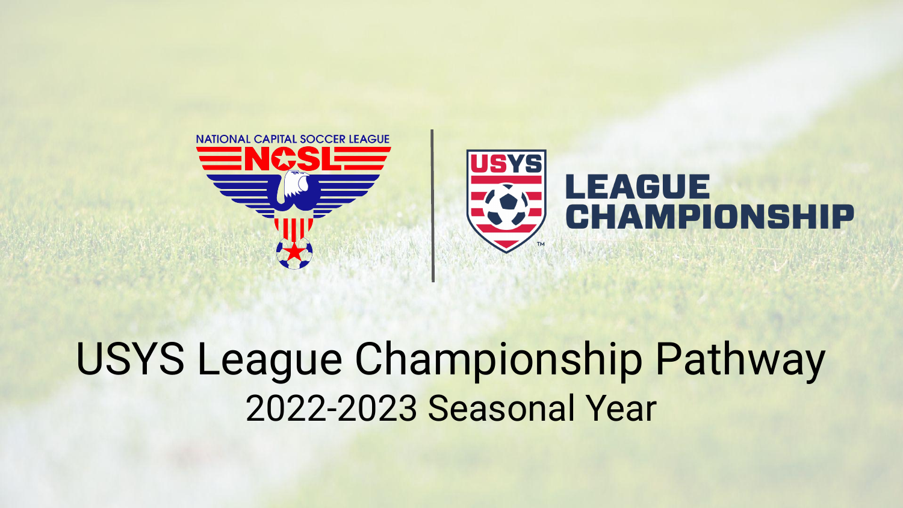# USYS League Championship Pathway

## 2022-2023 Seasonal Year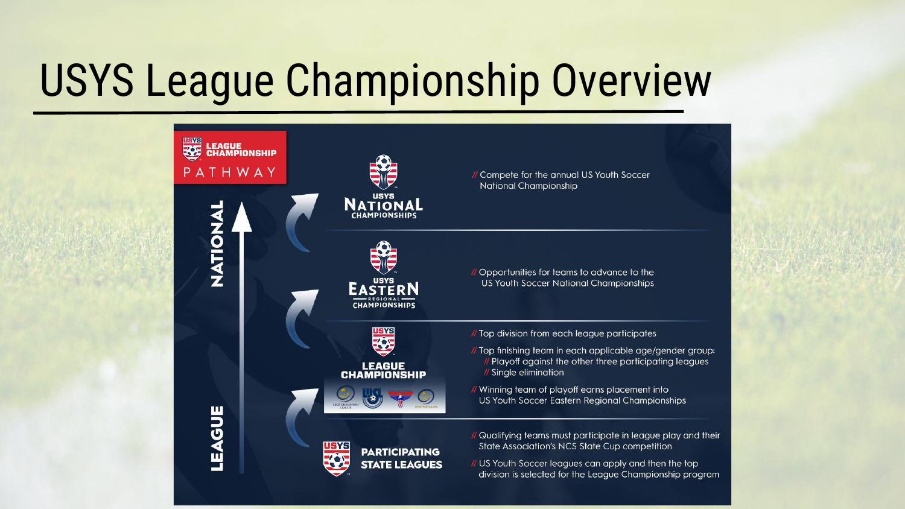# USYS League Championship Overview

**USYS LEAGUE CHAMPIONSHIP PATHWAY**

NATIONAL

LEAGUE

## USYS National Championships

// Compete for the annual US Youth Soccer National Championship

## USYS Eastern Regional Championships

// Opportunities for teams to advance to the US Youth Soccer National Championships

## League Championship

// Top division from each league participates

// Top finishing team in each applicable age/gender group:
- // Playoff against the other three participating leagues
- // Single elimination

// Winning team of playoff earns placement into US Youth Soccer Eastern Regional Championships

## Participating State Leagues

// Qualifying teams must participate in league play and their State Association's NCS State Cup competition

// US Youth Soccer leagues can apply and then the top division is selected for the League Championship program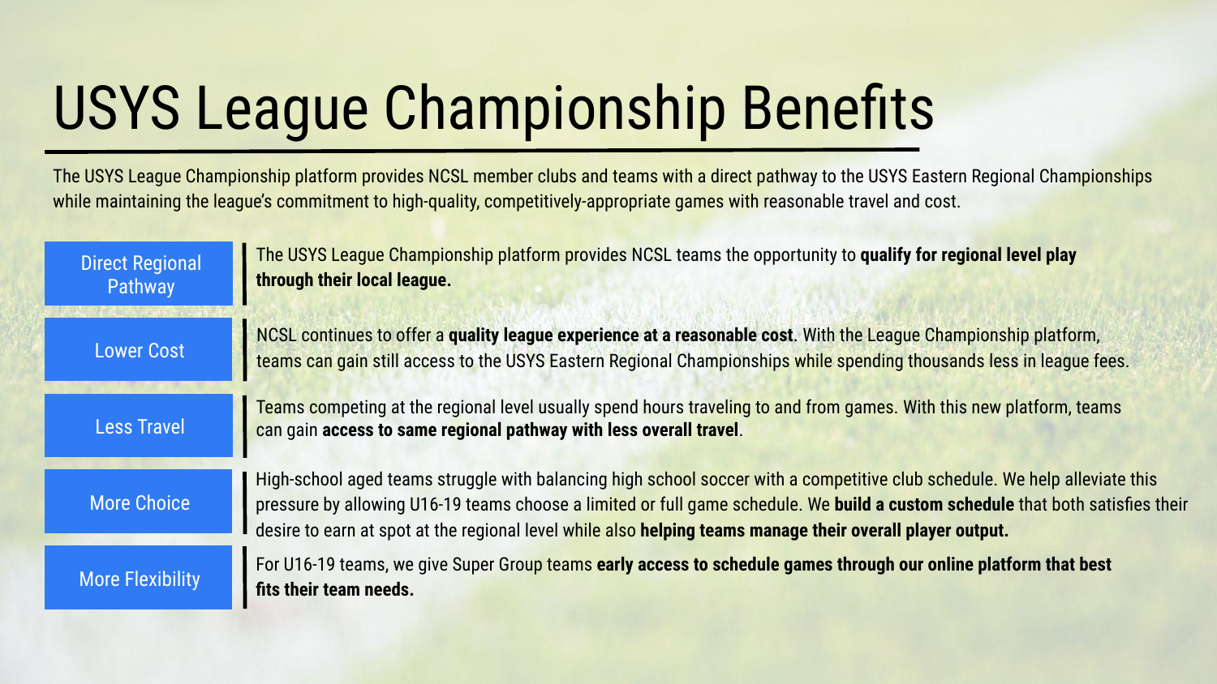# USYS League Championship Benefits

The USYS League Championship platform provides NCSL member clubs and teams with a direct pathway to the USYS Eastern Regional Championships while maintaining the league's commitment to high-quality, competitively-appropriate games with reasonable travel and cost.

| | |
|---|---|
| Direct Regional Pathway | The USYS League Championship platform provides NCSL teams the opportunity to **qualify for regional level play through their local league.** |
| Lower Cost | NCSL continues to offer a **quality league experience at a reasonable cost**. With the League Championship platform, teams can gain still access to the USYS Eastern Regional Championships while spending thousands less in league fees. |
| Less Travel | Teams competing at the regional level usually spend hours traveling to and from games. With this new platform, teams can gain **access to same regional pathway with less overall travel**. |
| More Choice | High-school aged teams struggle with balancing high school soccer with a competitive club schedule. We help alleviate this pressure by allowing U16-19 teams choose a limited or full game schedule. We **build a custom schedule** that both satisfies their desire to earn at spot at the regional level while also **helping teams manage their overall player output.** |
| More Flexibility | For U16-19 teams, we give Super Group teams **early access to schedule games through our online platform that best fits their team needs.** |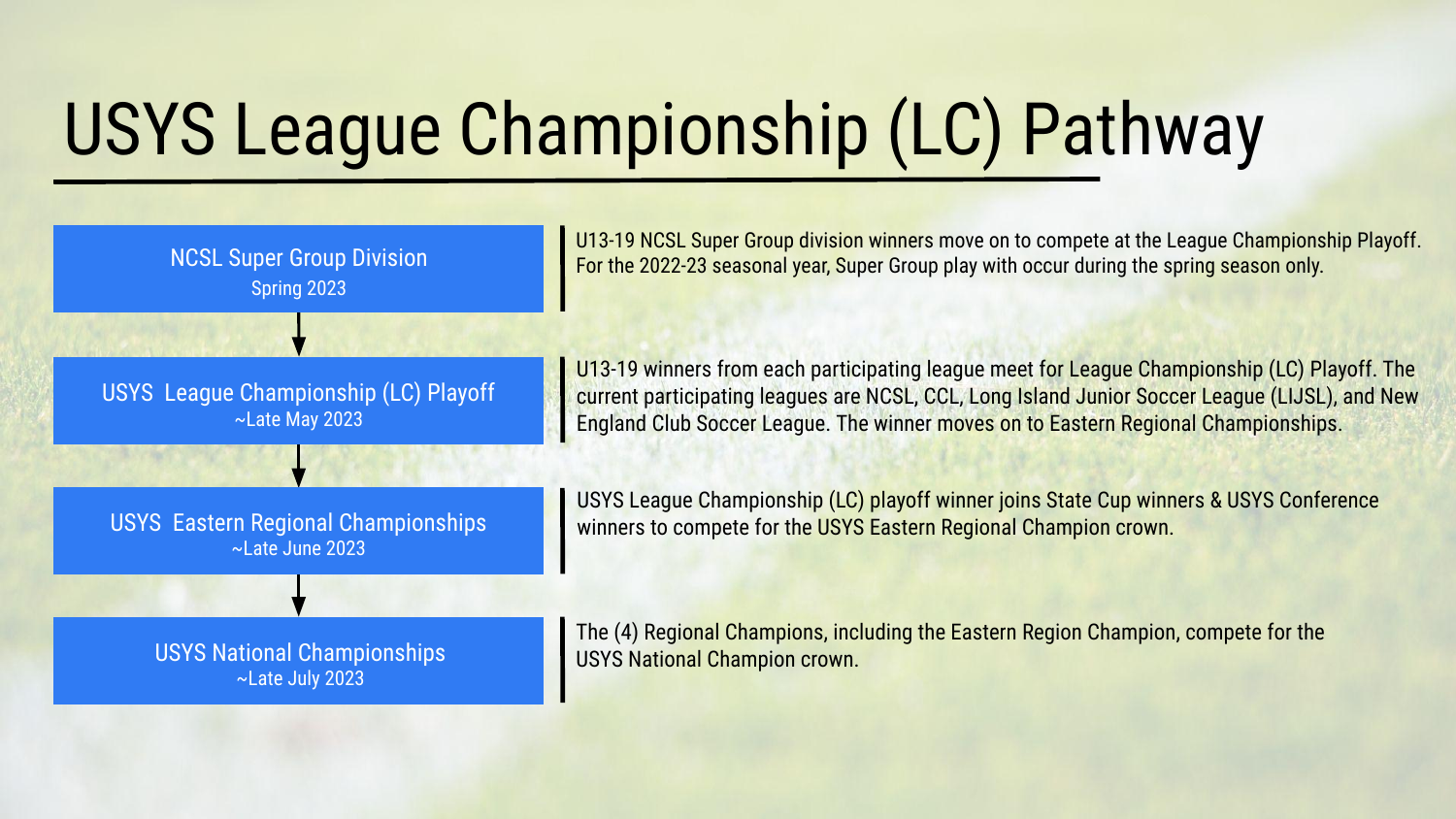# USYS League Championship (LC) Pathway

**NCSL Super Group Division**
Spring 2023

U13-19 NCSL Super Group division winners move on to compete at the League Championship Playoff. For the 2022-23 seasonal year, Super Group play with occur during the spring season only.

**USYS League Championship (LC) Playoff**
~Late May 2023

U13-19 winners from each participating league meet for League Championship (LC) Playoff. The current participating leagues are NCSL, CCL, Long Island Junior Soccer League (LIJSL), and New England Club Soccer League. The winner moves on to Eastern Regional Championships.

**USYS Eastern Regional Championships**
~Late June 2023

USYS League Championship (LC) playoff winner joins State Cup winners & USYS Conference winners to compete for the USYS Eastern Regional Champion crown.

**USYS National Championships**
~Late July 2023

The (4) Regional Champions, including the Eastern Region Champion, compete for the USYS National Champion crown.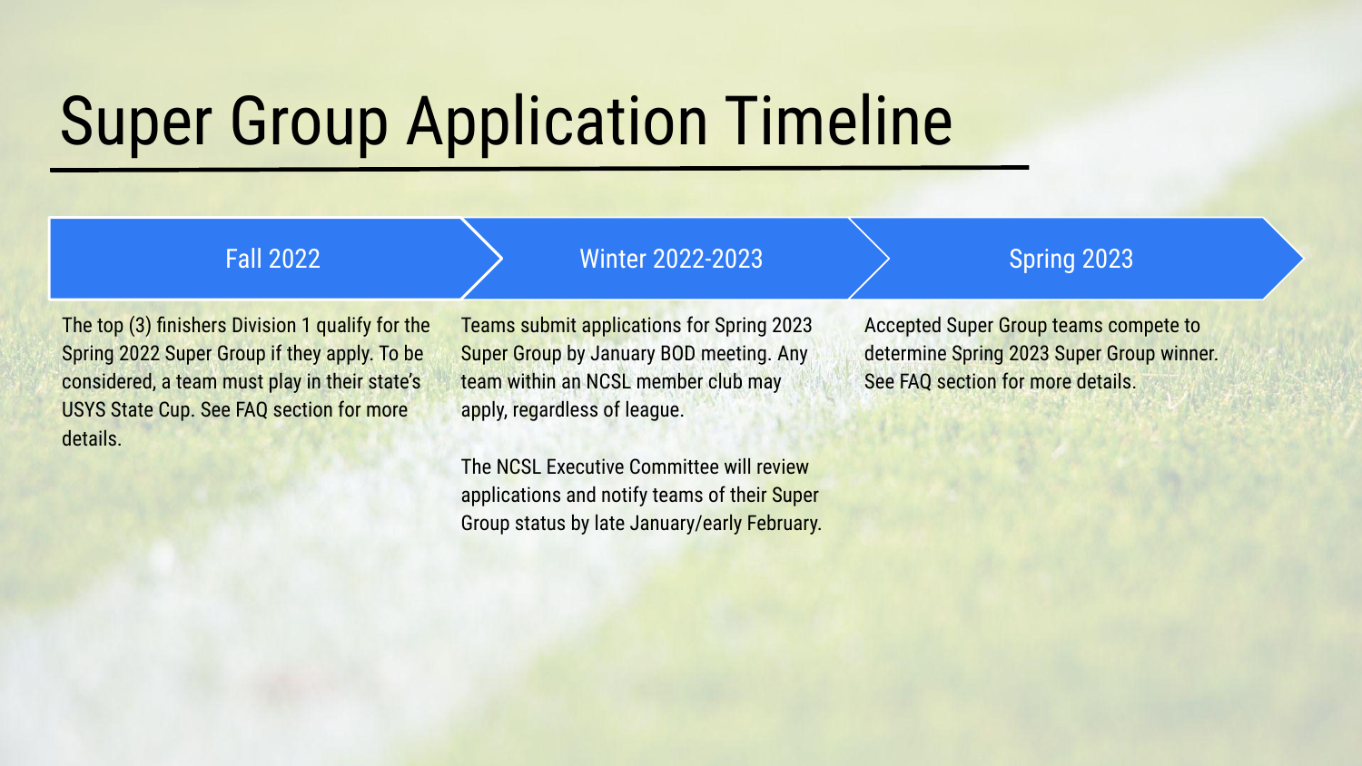# Super Group Application Timeline

## Fall 2022

The top (3) finishers Division 1 qualify for the Spring 2022 Super Group if they apply. To be considered, a team must play in their state's USYS State Cup. See FAQ section for more details.

## Winter 2022-2023

Teams submit applications for Spring 2023 Super Group by January BOD meeting. Any team within an NCSL member club may apply, regardless of league.

The NCSL Executive Committee will review applications and notify teams of their Super Group status by late January/early February.

## Spring 2023

Accepted Super Group teams compete to determine Spring 2023 Super Group winner. See FAQ section for more details.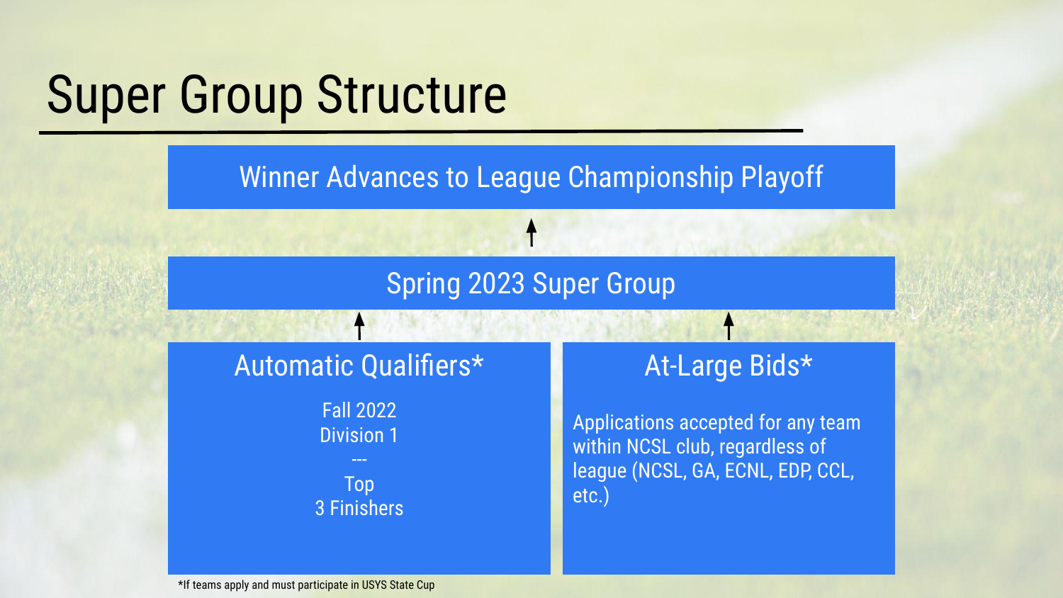# Super Group Structure

**Winner Advances to League Championship Playoff**

↑

**Spring 2023 Super Group**

↑ ↑

## Automatic Qualifiers*

Fall 2022
Division 1
---
Top
3 Finishers

## At-Large Bids*

Applications accepted for any team within NCSL club, regardless of league (NCSL, GA, ECNL, EDP, CCL, etc.)

*If teams apply and must participate in USYS State Cup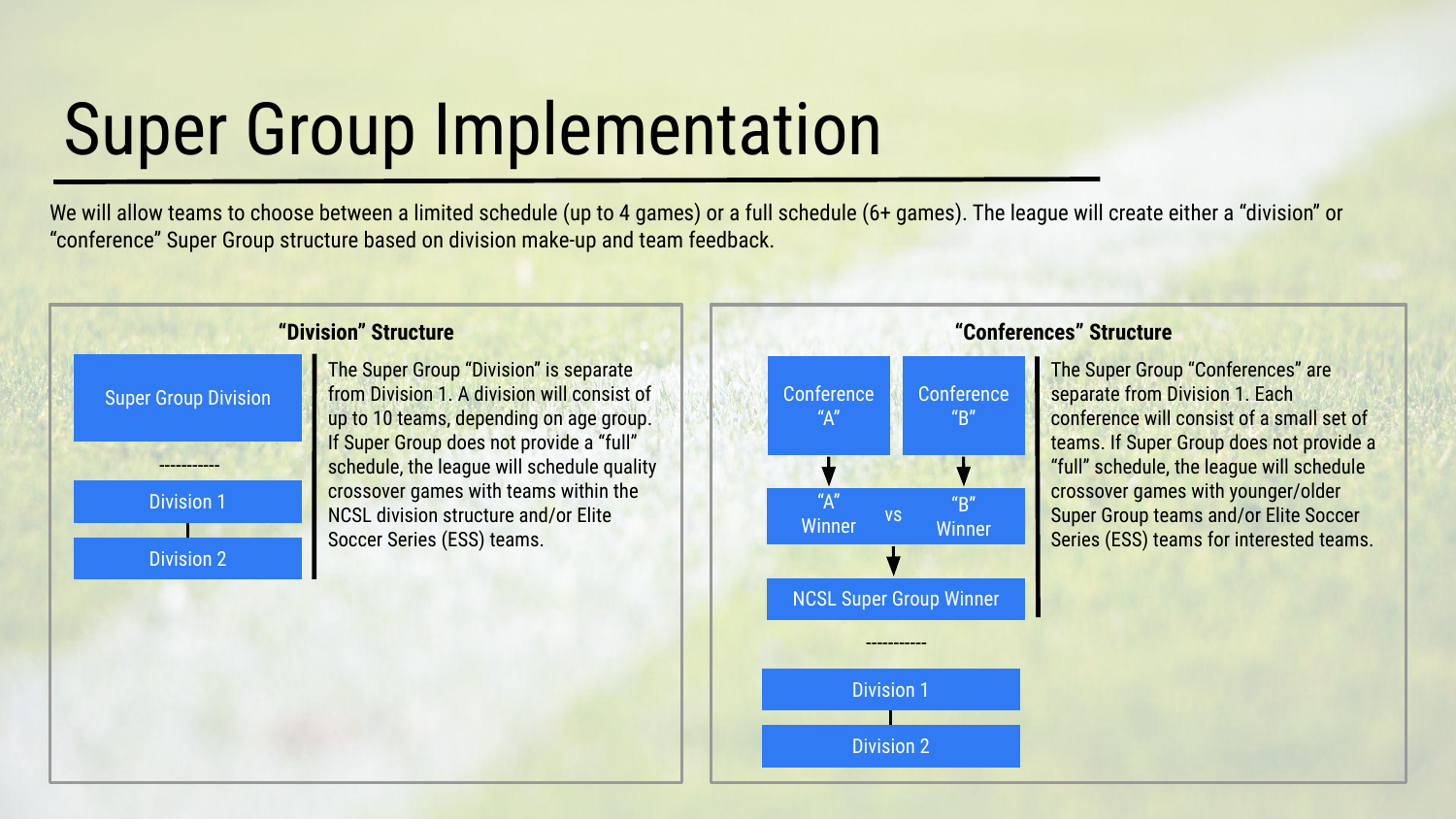# Super Group Implementation

We will allow teams to choose between a limited schedule (up to 4 games) or a full schedule (6+ games). The league will create either a "division" or "conference" Super Group structure based on division make-up and team feedback.

## "Division" Structure

Super Group Division

-----------

Division 1

Division 2

The Super Group "Division" is separate from Division 1. A division will consist of up to 10 teams, depending on age group. If Super Group does not provide a "full" schedule, the league will schedule quality crossover games with teams within the NCSL division structure and/or Elite Soccer Series (ESS) teams.

## "Conferences" Structure

Conference "A" | Conference "B"

"A" Winner vs "B" Winner

NCSL Super Group Winner

-----------

Division 1

Division 2

The Super Group "Conferences" are separate from Division 1. Each conference will consist of a small set of teams. If Super Group does not provide a "full" schedule, the league will schedule crossover games with younger/older Super Group teams and/or Elite Soccer Series (ESS) teams for interested teams.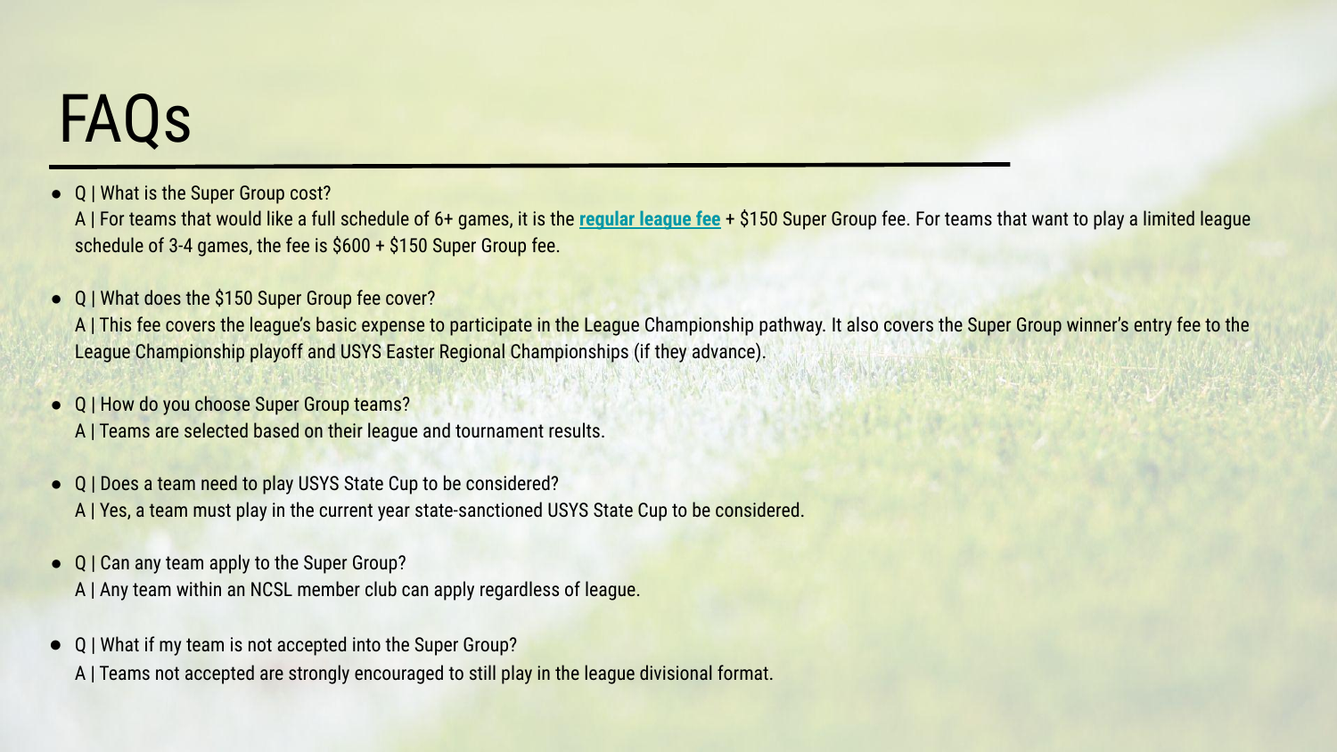# FAQs

- Q | What is the Super Group cost?
  A | For teams that would like a full schedule of 6+ games, it is the **regular league fee** + $150 Super Group fee. For teams that want to play a limited league schedule of 3-4 games, the fee is $600 + $150 Super Group fee.

- Q | What does the $150 Super Group fee cover?
  A | This fee covers the league's basic expense to participate in the League Championship pathway. It also covers the Super Group winner's entry fee to the League Championship playoff and USYS Easter Regional Championships (if they advance).

- Q | How do you choose Super Group teams?
  A | Teams are selected based on their league and tournament results.

- Q | Does a team need to play USYS State Cup to be considered?
  A | Yes, a team must play in the current year state-sanctioned USYS State Cup to be considered.

- Q | Can any team apply to the Super Group?
  A | Any team within an NCSL member club can apply regardless of league.

- Q | What if my team is not accepted into the Super Group?
  A | Teams not accepted are strongly encouraged to still play in the league divisional format.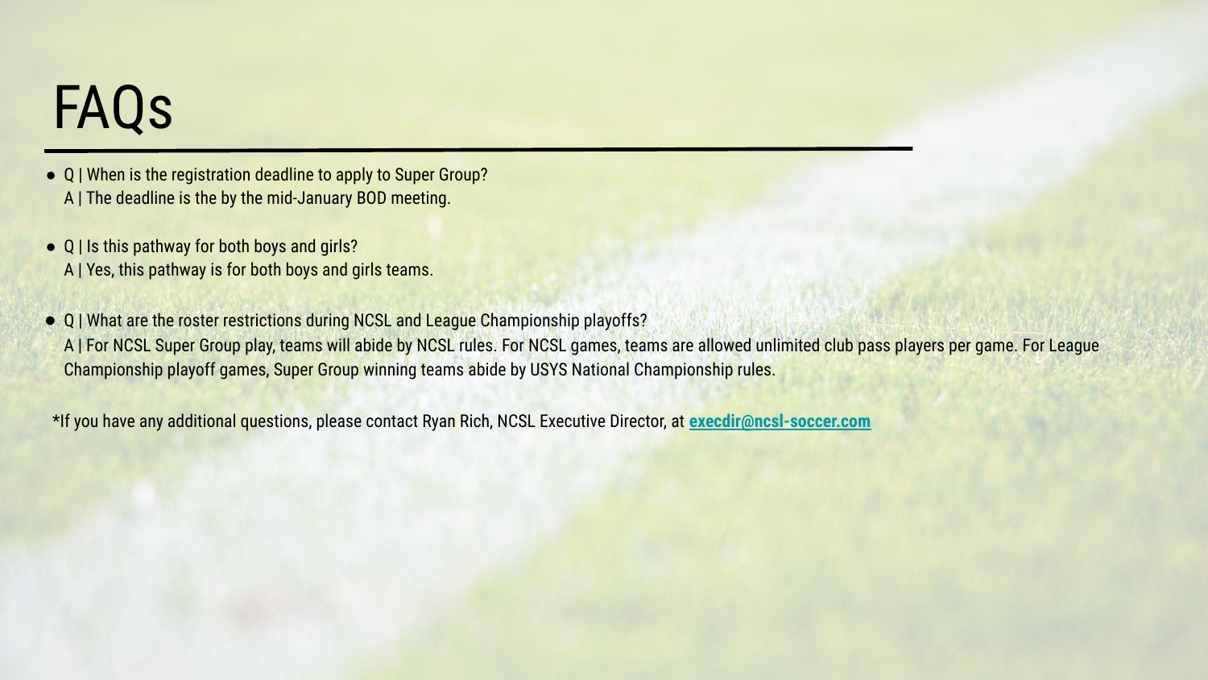# FAQs

- Q | When is the registration deadline to apply to Super Group?
  A | The deadline is the by the mid-January BOD meeting.

- Q | Is this pathway for both boys and girls?
  A | Yes, this pathway is for both boys and girls teams.

- Q | What are the roster restrictions during NCSL and League Championship playoffs?
  A | For NCSL Super Group play, teams will abide by NCSL rules. For NCSL games, teams are allowed unlimited club pass players per game. For League Championship playoff games, Super Group winning teams abide by USYS National Championship rules.

*If you have any additional questions, please contact Ryan Rich, NCSL Executive Director, at **execdir@ncsl-soccer.com**